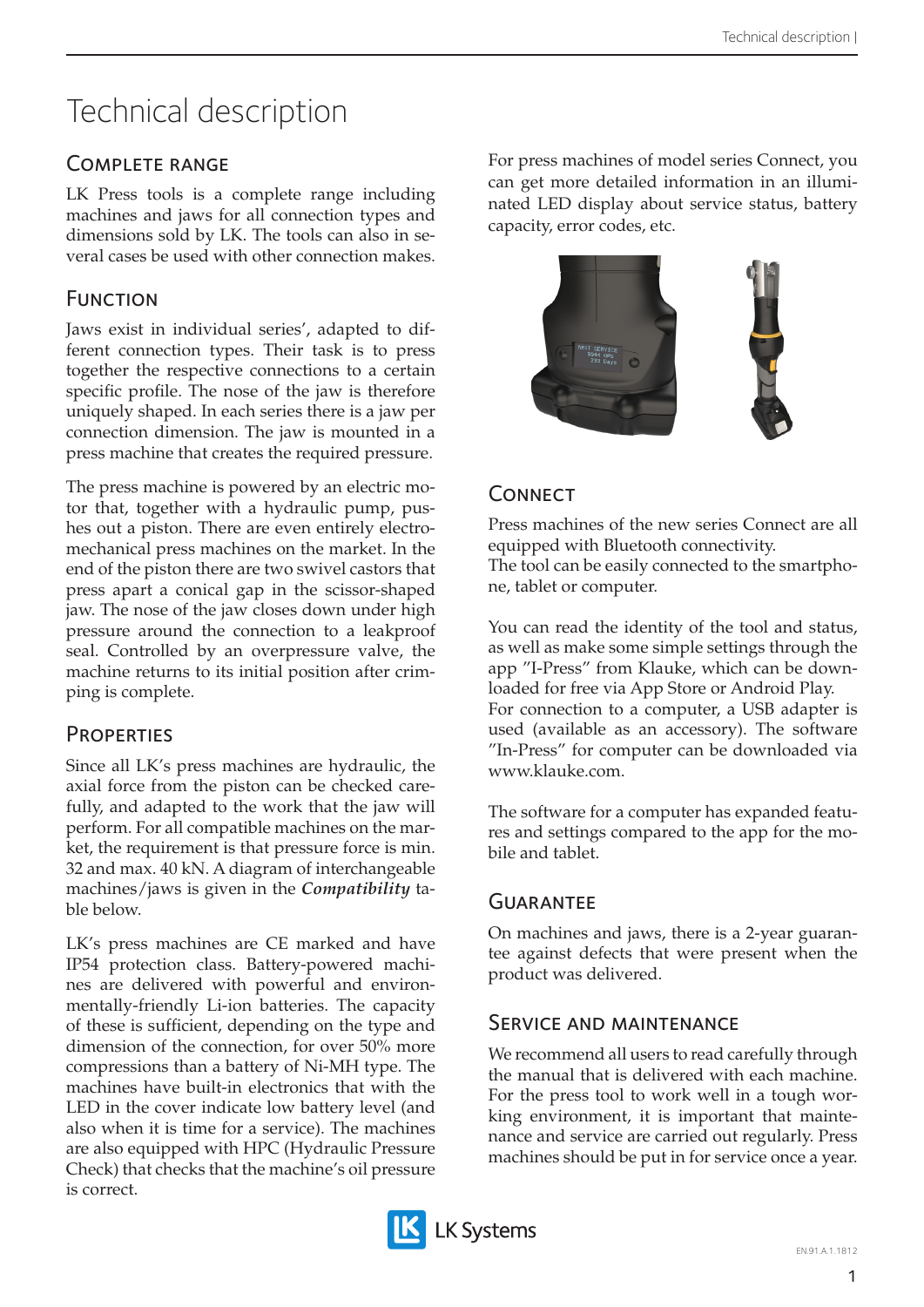# Technical description

## Complete range

LK Press tools is a complete range including machines and jaws for all connection types and dimensions sold by LK. The tools can also in several cases be used with other connection makes.

## Function

Jaws exist in individual series', adapted to different connection types. Their task is to press together the respective connections to a certain specific profile. The nose of the jaw is therefore uniquely shaped. In each series there is a jaw per connection dimension. The jaw is mounted in a press machine that creates the required pressure.

The press machine is powered by an electric motor that, together with a hydraulic pump, pushes out a piston. There are even entirely electromechanical press machines on the market. In the end of the piston there are two swivel castors that press apart a conical gap in the scissor-shaped jaw. The nose of the jaw closes down under high pressure around the connection to a leakproof seal. Controlled by an overpressure valve, the machine returns to its initial position after crimping is complete.

## Properties

Since all LK's press machines are hydraulic, the axial force from the piston can be checked carefully, and adapted to the work that the jaw will perform. For all compatible machines on the market, the requirement is that pressure force is min. 32 and max. 40 kN. A diagram of interchangeable machines/jaws is given in the ***Compatibility*** table below.

LK's press machines are CE marked and have IP54 protection class. Battery-powered machines are delivered with powerful and environmentally-friendly Li-ion batteries. The capacity of these is sufficient, depending on the type and dimension of the connection, for over 50% more compressions than a battery of Ni-MH type. The machines have built-in electronics that with the LED in the cover indicate low battery level (and also when it is time for a service). The machines are also equipped with HPC (Hydraulic Pressure Check) that checks that the machine's oil pressure is correct.

For press machines of model series Connect, you can get more detailed information in an illuminated LED display about service status, battery capacity, error codes, etc.

## Connect

Press machines of the new series Connect are all equipped with Bluetooth connectivity.
The tool can be easily connected to the smartphone, tablet or computer.

You can read the identity of the tool and status, as well as make some simple settings through the app "I-Press" from Klauke, which can be downloaded for free via App Store or Android Play.
For connection to a computer, a USB adapter is used (available as an accessory). The software "In-Press" for computer can be downloaded via www.klauke.com.

The software for a computer has expanded features and settings compared to the app for the mobile and tablet.

## Guarantee

On machines and jaws, there is a 2-year guarantee against defects that were present when the product was delivered.

## Service and maintenance

We recommend all users to read carefully through the manual that is delivered with each machine. For the press tool to work well in a tough working environment, it is important that maintenance and service are carried out regularly. Press machines should be put in for service once a year.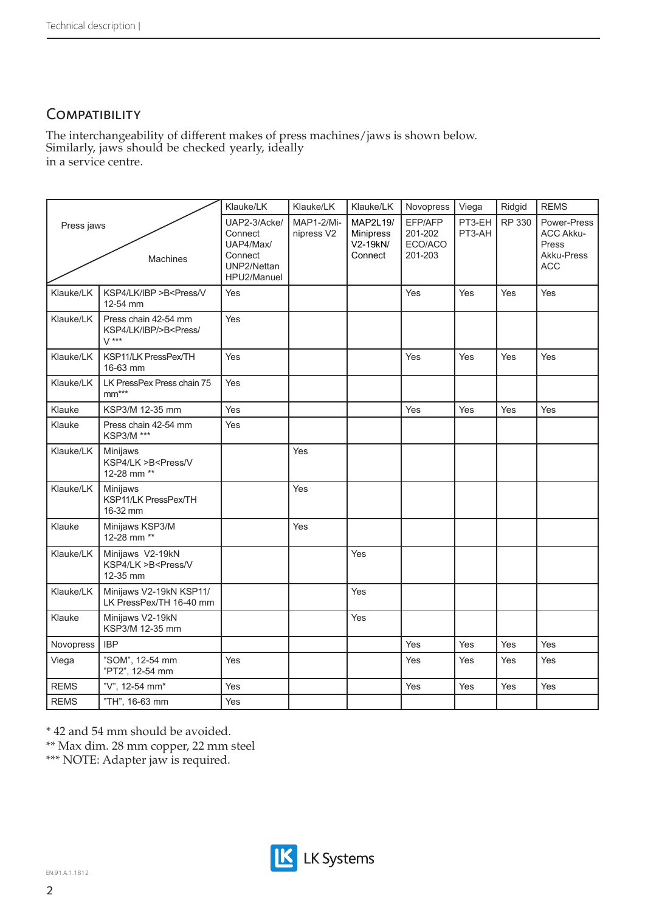## Compatibility

The interchangeability of different makes of press machines/jaws is shown below. Similarly, jaws should be checked yearly, ideally in a service centre.

| Press jaws / Machines | | Klauke/LK | Klauke/LK | Klauke/LK | Novopress | Viega | Ridgid | REMS |
|---|---|---|---|---|---|---|---|---|
| | | UAP2-3/Acke/ Connect UAP4/Max/ Connect UNP2/Nettan HPU2/Manuel | MAP1-2/Mi-nipress V2 | MAP2L19/ Minipress V2-19kN/ Connect | EFP/AFP 201-202 ECO/ACO 201-203 | PT3-EH PT3-AH | RP 330 | Power-Press ACC Akku-Press Akku-Press ACC |
| Klauke/LK | KSP4/LK/IBP >B<Press/V 12-54 mm | Yes | | | Yes | Yes | Yes | Yes |
| Klauke/LK | Press chain 42-54 mm KSP4/LK/IBP/>B<Press/ V *** | Yes | | | | | | |
| Klauke/LK | KSP11/LK PressPex/TH 16-63 mm | Yes | | | Yes | Yes | Yes | Yes |
| Klauke/LK | LK PressPex Press chain 75 mm*** | Yes | | | | | | |
| Klauke | KSP3/M 12-35 mm | Yes | | | Yes | Yes | Yes | Yes |
| Klauke | Press chain 42-54 mm KSP3/M *** | Yes | | | | | | |
| Klauke/LK | Minijaws KSP4/LK >B<Press/V 12-28 mm ** | | Yes | | | | | |
| Klauke/LK | Minijaws KSP11/LK PressPex/TH 16-32 mm | | Yes | | | | | |
| Klauke | Minijaws KSP3/M 12-28 mm ** | | Yes | | | | | |
| Klauke/LK | Minijaws V2-19kN KSP4/LK >B<Press/V 12-35 mm | | | Yes | | | | |
| Klauke/LK | Minijaws V2-19kN KSP11/ LK PressPex/TH 16-40 mm | | | Yes | | | | |
| Klauke | Minijaws V2-19kN KSP3/M 12-35 mm | | | Yes | | | | |
| Novopress | IBP | | | | Yes | Yes | Yes | Yes |
| Viega | "SOM", 12-54 mm "PT2", 12-54 mm | Yes | | | Yes | Yes | Yes | Yes |
| REMS | "V", 12-54 mm* | Yes | | | Yes | Yes | Yes | Yes |
| REMS | "TH", 16-63 mm | Yes | | | | | | |

\* 42 and 54 mm should be avoided.
** Max dim. 28 mm copper, 22 mm steel
*** NOTE: Adapter jaw is required.

LK Systems

EN.91.A.1.1812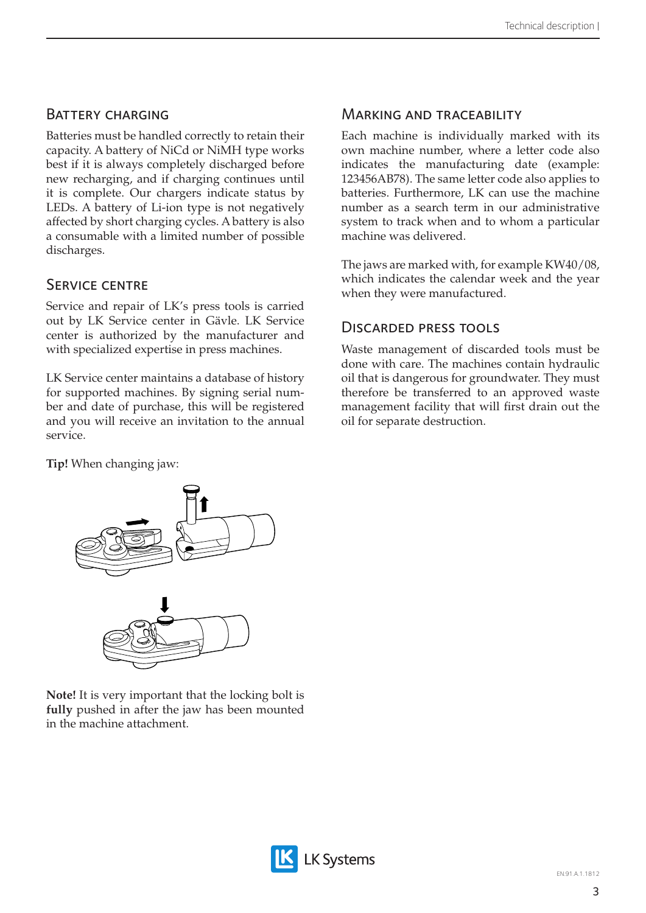## Battery charging

Batteries must be handled correctly to retain their capacity. A battery of NiCd or NiMH type works best if it is always completely discharged before new recharging, and if charging continues until it is complete. Our chargers indicate status by LEDs. A battery of Li-ion type is not negatively affected by short charging cycles. A battery is also a consumable with a limited number of possible discharges.

## Service centre

Service and repair of LK's press tools is carried out by LK Service center in Gävle. LK Service center is authorized by the manufacturer and with specialized expertise in press machines.

LK Service center maintains a database of history for supported machines. By signing serial number and date of purchase, this will be registered and you will receive an invitation to the annual service.

**Tip!** When changing jaw:

**Note!** It is very important that the locking bolt is **fully** pushed in after the jaw has been mounted in the machine attachment.

## Marking and traceability

Each machine is individually marked with its own machine number, where a letter code also indicates the manufacturing date (example: 123456AB78). The same letter code also applies to batteries. Furthermore, LK can use the machine number as a search term in our administrative system to track when and to whom a particular machine was delivered.

The jaws are marked with, for example KW40/08, which indicates the calendar week and the year when they were manufactured.

## Discarded press tools

Waste management of discarded tools must be done with care. The machines contain hydraulic oil that is dangerous for groundwater. They must therefore be transferred to an approved waste management facility that will first drain out the oil for separate destruction.

LK Systems

EN.91.A.1.1812